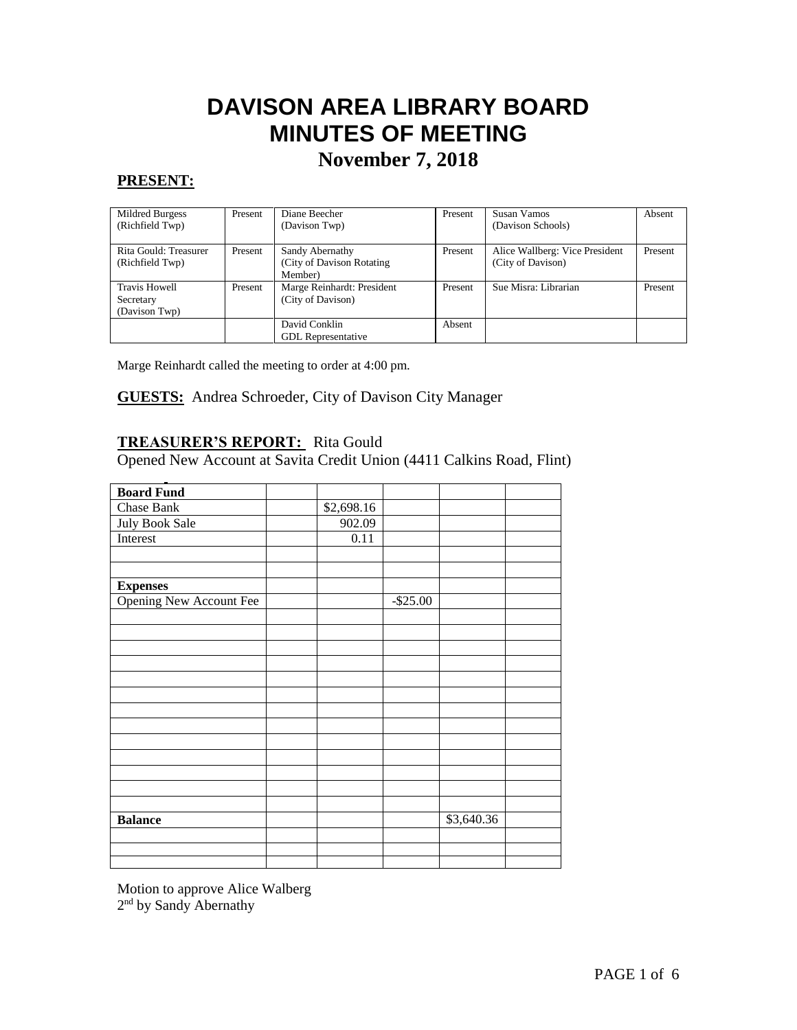# DAVISON AREA LIBRARY BOARD
# MINUTES OF MEETING
## November 7, 2018

**PRESENT:**

| | | | | | |
|---|---|---|---|---|---|
| Mildred Burgess (Richfield Twp) | Present | Diane Beecher (Davison Twp) | Present | Susan Vamos (Davison Schools) | Absent |
| Rita Gould: Treasurer (Richfield Twp) | Present | Sandy Abernathy (City of Davison Rotating Member) | Present | Alice Wallberg: Vice President (City of Davison) | Present |
| Travis Howell Secretary (Davison Twp) | Present | Marge Reinhardt: President (City of Davison) | Present | Sue Misra: Librarian | Present |
| | | David Conklin GDL Representative | Absent | | |

Marge Reinhardt called the meeting to order at 4:00 pm.

**GUESTS:** Andrea Schroeder, City of Davison City Manager

**TREASURER'S REPORT:** Rita Gould
Opened New Account at Savita Credit Union (4411 Calkins Road, Flint)

| | | | | | |
|---|---|---|---|---|---|
| **Board Fund** | | | | | |
| Chase Bank | | $2,698.16 | | | |
| July Book Sale | | 902.09 | | | |
| Interest | | 0.11 | | | |
| | | | | | |
| | | | | | |
| **Expenses** | | | | | |
| Opening New Account Fee | | | -$25.00 | | |
| | | | | | |
| **Balance** | | | | $3,640.36 | |

Motion to approve Alice Walberg
2nd by Sandy Abernathy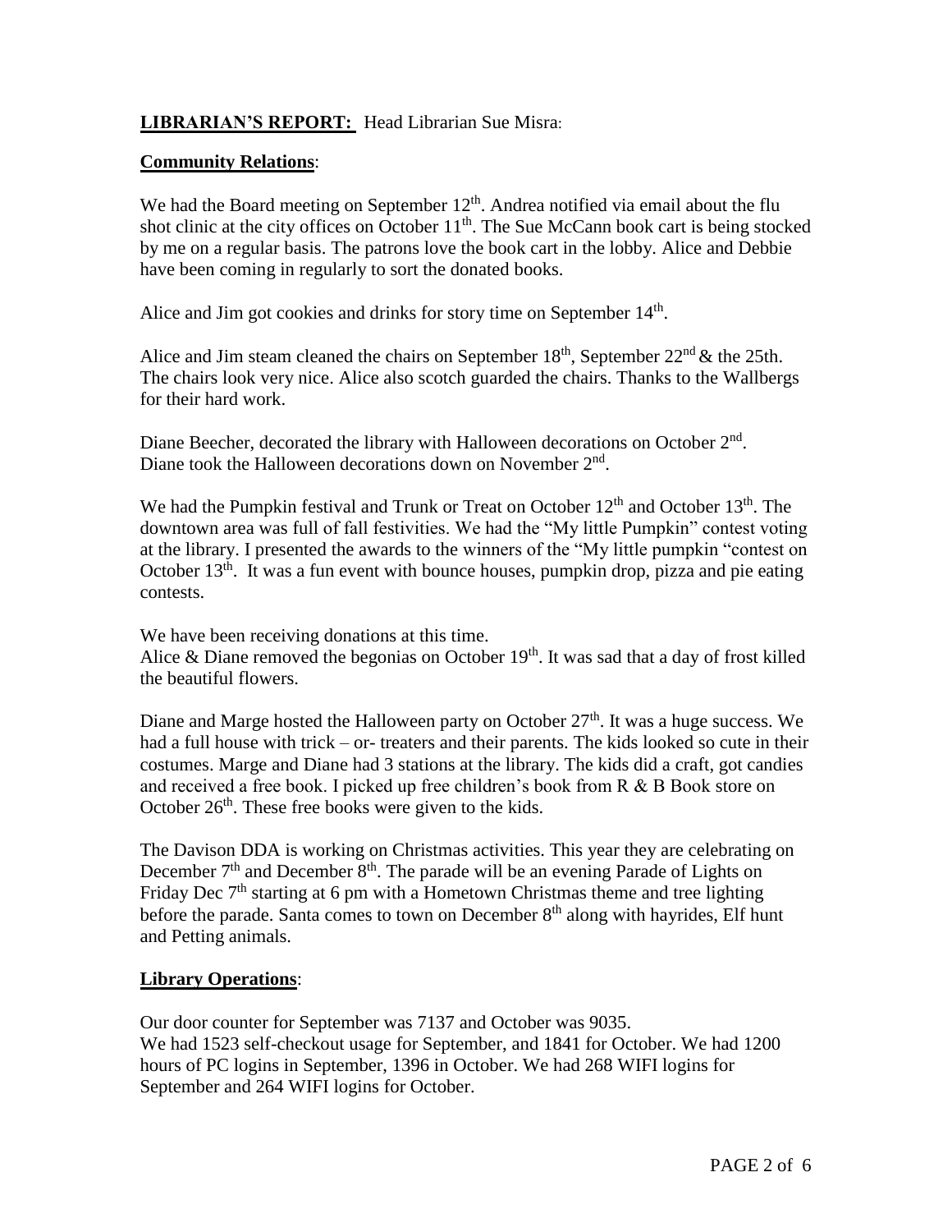**LIBRARIAN'S REPORT:** Head Librarian Sue Misra:

**Community Relations**:

We had the Board meeting on September 12th. Andrea notified via email about the flu shot clinic at the city offices on October 11th. The Sue McCann book cart is being stocked by me on a regular basis. The patrons love the book cart in the lobby. Alice and Debbie have been coming in regularly to sort the donated books.

Alice and Jim got cookies and drinks for story time on September 14th.

Alice and Jim steam cleaned the chairs on September 18th, September 22nd & the 25th. The chairs look very nice. Alice also scotch guarded the chairs. Thanks to the Wallbergs for their hard work.

Diane Beecher, decorated the library with Halloween decorations on October 2nd. Diane took the Halloween decorations down on November 2nd.

We had the Pumpkin festival and Trunk or Treat on October 12th and October 13th. The downtown area was full of fall festivities. We had the "My little Pumpkin" contest voting at the library. I presented the awards to the winners of the "My little pumpkin "contest on October 13th. It was a fun event with bounce houses, pumpkin drop, pizza and pie eating contests.

We have been receiving donations at this time.
Alice & Diane removed the begonias on October 19th. It was sad that a day of frost killed the beautiful flowers.

Diane and Marge hosted the Halloween party on October 27th. It was a huge success. We had a full house with trick – or- treaters and their parents. The kids looked so cute in their costumes. Marge and Diane had 3 stations at the library. The kids did a craft, got candies and received a free book. I picked up free children's book from R & B Book store on October 26th. These free books were given to the kids.

The Davison DDA is working on Christmas activities. This year they are celebrating on December 7th and December 8th. The parade will be an evening Parade of Lights on Friday Dec 7th starting at 6 pm with a Hometown Christmas theme and tree lighting before the parade. Santa comes to town on December 8th along with hayrides, Elf hunt and Petting animals.

**Library Operations**:

Our door counter for September was 7137 and October was 9035.
We had 1523 self-checkout usage for September, and 1841 for October. We had 1200 hours of PC logins in September, 1396 in October. We had 268 WIFI logins for September and 264 WIFI logins for October.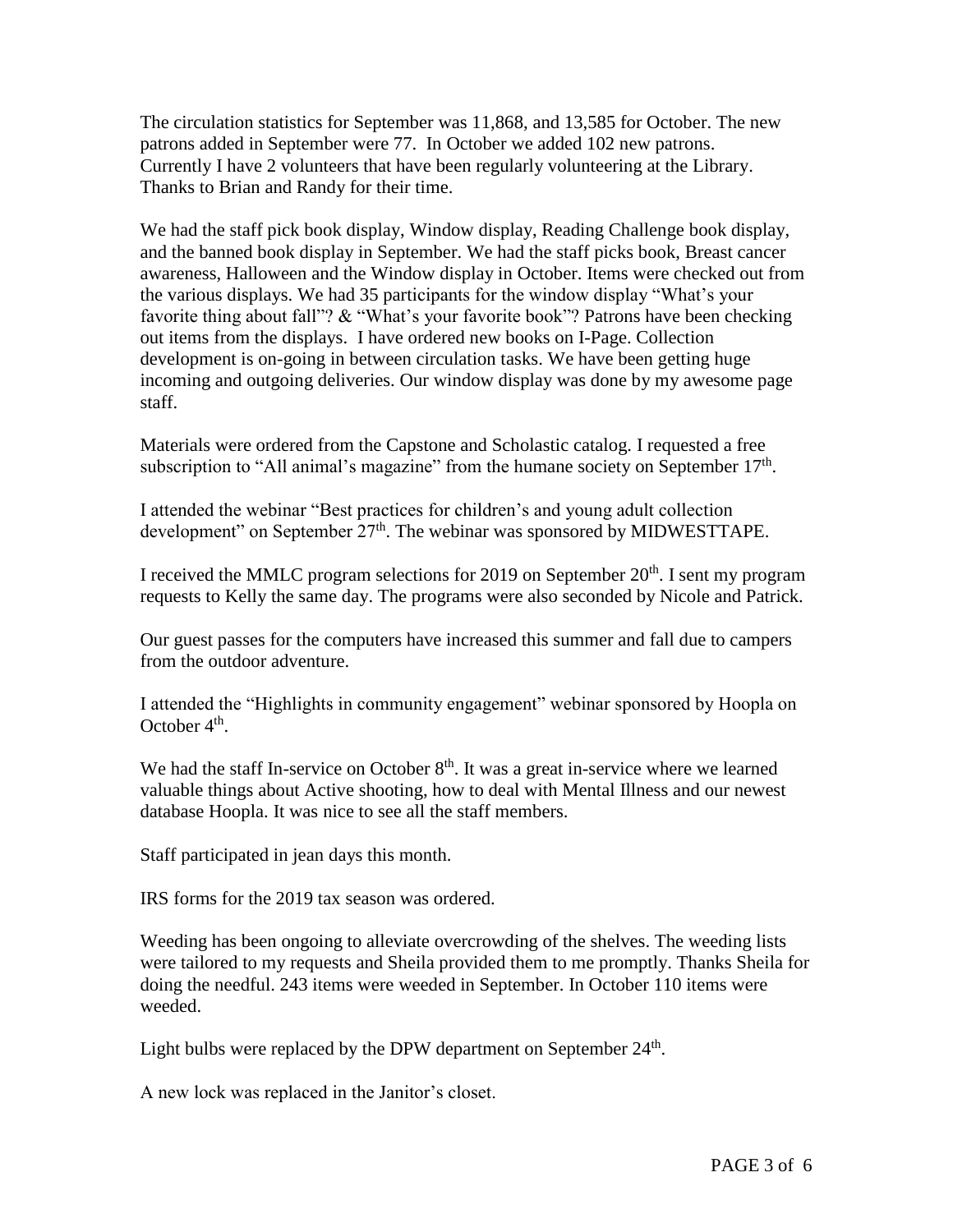The circulation statistics for September was 11,868, and 13,585 for October. The new patrons added in September were 77. In October we added 102 new patrons. Currently I have 2 volunteers that have been regularly volunteering at the Library. Thanks to Brian and Randy for their time.

We had the staff pick book display, Window display, Reading Challenge book display, and the banned book display in September. We had the staff picks book, Breast cancer awareness, Halloween and the Window display in October. Items were checked out from the various displays. We had 35 participants for the window display "What's your favorite thing about fall"? & "What's your favorite book"? Patrons have been checking out items from the displays. I have ordered new books on I-Page. Collection development is on-going in between circulation tasks. We have been getting huge incoming and outgoing deliveries. Our window display was done by my awesome page staff.

Materials were ordered from the Capstone and Scholastic catalog. I requested a free subscription to "All animal's magazine" from the humane society on September 17th.

I attended the webinar "Best practices for children's and young adult collection development" on September 27th. The webinar was sponsored by MIDWESTTAPE.

I received the MMLC program selections for 2019 on September 20th. I sent my program requests to Kelly the same day. The programs were also seconded by Nicole and Patrick.

Our guest passes for the computers have increased this summer and fall due to campers from the outdoor adventure.

I attended the "Highlights in community engagement" webinar sponsored by Hoopla on October 4th.

We had the staff In-service on October 8th. It was a great in-service where we learned valuable things about Active shooting, how to deal with Mental Illness and our newest database Hoopla. It was nice to see all the staff members.

Staff participated in jean days this month.

IRS forms for the 2019 tax season was ordered.

Weeding has been ongoing to alleviate overcrowding of the shelves. The weeding lists were tailored to my requests and Sheila provided them to me promptly. Thanks Sheila for doing the needful. 243 items were weeded in September. In October 110 items were weeded.

Light bulbs were replaced by the DPW department on September 24th.

A new lock was replaced in the Janitor's closet.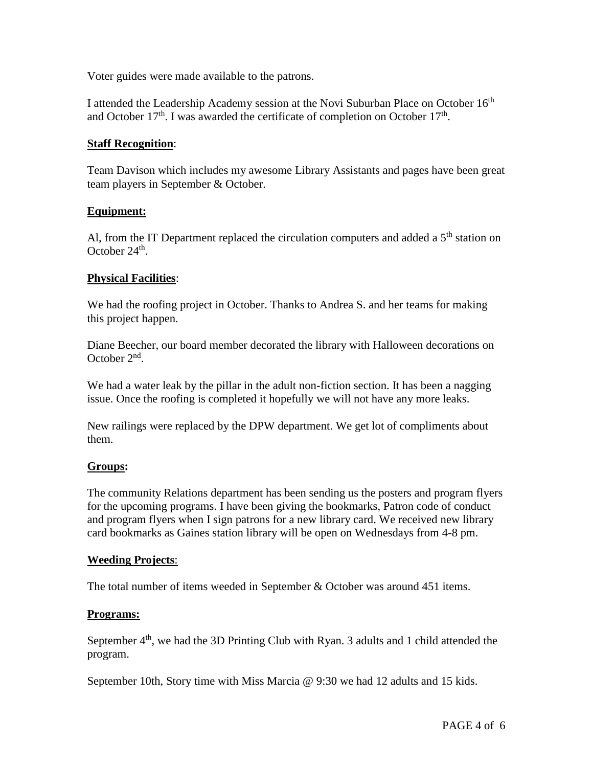Voter guides were made available to the patrons.

I attended the Leadership Academy session at the Novi Suburban Place on October 16th and October 17th. I was awarded the certificate of completion on October 17th.

**Staff Recognition**:

Team Davison which includes my awesome Library Assistants and pages have been great team players in September & October.

**Equipment:**

Al, from the IT Department replaced the circulation computers and added a 5th station on October 24th.

**Physical Facilities**:

We had the roofing project in October. Thanks to Andrea S. and her teams for making this project happen.

Diane Beecher, our board member decorated the library with Halloween decorations on October 2nd.

We had a water leak by the pillar in the adult non-fiction section. It has been a nagging issue. Once the roofing is completed it hopefully we will not have any more leaks.

New railings were replaced by the DPW department. We get lot of compliments about them.

**Groups:**

The community Relations department has been sending us the posters and program flyers for the upcoming programs. I have been giving the bookmarks, Patron code of conduct and program flyers when I sign patrons for a new library card. We received new library card bookmarks as Gaines station library will be open on Wednesdays from 4-8 pm.

**Weeding Projects**:

The total number of items weeded in September & October was around 451 items.

**Programs:**

September 4th, we had the 3D Printing Club with Ryan. 3 adults and 1 child attended the program.

September 10th, Story time with Miss Marcia @ 9:30 we had 12 adults and 15 kids.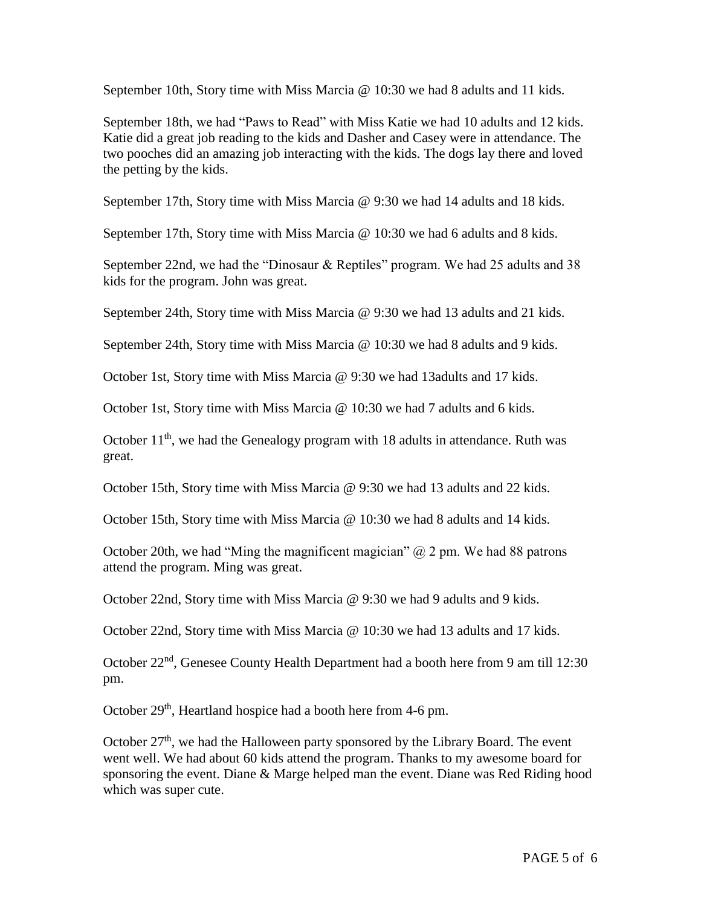September 10th, Story time with Miss Marcia @ 10:30 we had 8 adults and 11 kids.

September 18th, we had "Paws to Read" with Miss Katie we had 10 adults and 12 kids. Katie did a great job reading to the kids and Dasher and Casey were in attendance. The two pooches did an amazing job interacting with the kids. The dogs lay there and loved the petting by the kids.

September 17th, Story time with Miss Marcia @ 9:30 we had 14 adults and 18 kids.

September 17th, Story time with Miss Marcia @ 10:30 we had 6 adults and 8 kids.

September 22nd, we had the "Dinosaur & Reptiles" program. We had 25 adults and 38 kids for the program. John was great.

September 24th, Story time with Miss Marcia @ 9:30 we had 13 adults and 21 kids.

September 24th, Story time with Miss Marcia @ 10:30 we had 8 adults and 9 kids.

October 1st, Story time with Miss Marcia @ 9:30 we had 13adults and 17 kids.

October 1st, Story time with Miss Marcia @ 10:30 we had 7 adults and 6 kids.

October 11th, we had the Genealogy program with 18 adults in attendance. Ruth was great.

October 15th, Story time with Miss Marcia @ 9:30 we had 13 adults and 22 kids.

October 15th, Story time with Miss Marcia @ 10:30 we had 8 adults and 14 kids.

October 20th, we had "Ming the magnificent magician" @ 2 pm. We had 88 patrons attend the program. Ming was great.

October 22nd, Story time with Miss Marcia @ 9:30 we had 9 adults and 9 kids.

October 22nd, Story time with Miss Marcia @ 10:30 we had 13 adults and 17 kids.

October 22nd, Genesee County Health Department had a booth here from 9 am till 12:30 pm.

October 29th, Heartland hospice had a booth here from 4-6 pm.

October 27th, we had the Halloween party sponsored by the Library Board. The event went well. We had about 60 kids attend the program. Thanks to my awesome board for sponsoring the event. Diane & Marge helped man the event. Diane was Red Riding hood which was super cute.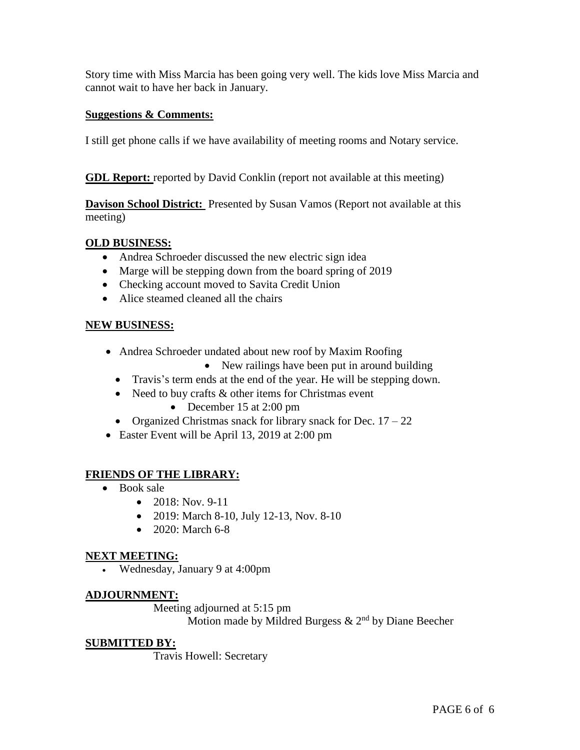Story time with Miss Marcia has been going very well. The kids love Miss Marcia and cannot wait to have her back in January.

**Suggestions & Comments:**

I still get phone calls if we have availability of meeting rooms and Notary service.

**GDL Report:** reported by David Conklin (report not available at this meeting)

**Davison School District:** Presented by Susan Vamos (Report not available at this meeting)

**OLD BUSINESS:**

- Andrea Schroeder discussed the new electric sign idea
- Marge will be stepping down from the board spring of 2019
- Checking account moved to Savita Credit Union
- Alice steamed cleaned all the chairs

**NEW BUSINESS:**

- Andrea Schroeder undated about new roof by Maxim Roofing
    - New railings have been put in around building
- Travis's term ends at the end of the year. He will be stepping down.
- Need to buy crafts & other items for Christmas event
    - December 15 at 2:00 pm
- Organized Christmas snack for library snack for Dec. 17 – 22
- Easter Event will be April 13, 2019 at 2:00 pm

**FRIENDS OF THE LIBRARY:**

- Book sale
    - 2018: Nov. 9-11
    - 2019: March 8-10, July 12-13, Nov. 8-10
    - 2020: March 6-8

**NEXT MEETING:**

- Wednesday, January 9 at 4:00pm

**ADJOURNMENT:**

Meeting adjourned at 5:15 pm

Motion made by Mildred Burgess & 2nd by Diane Beecher

**SUBMITTED BY:**

Travis Howell: Secretary